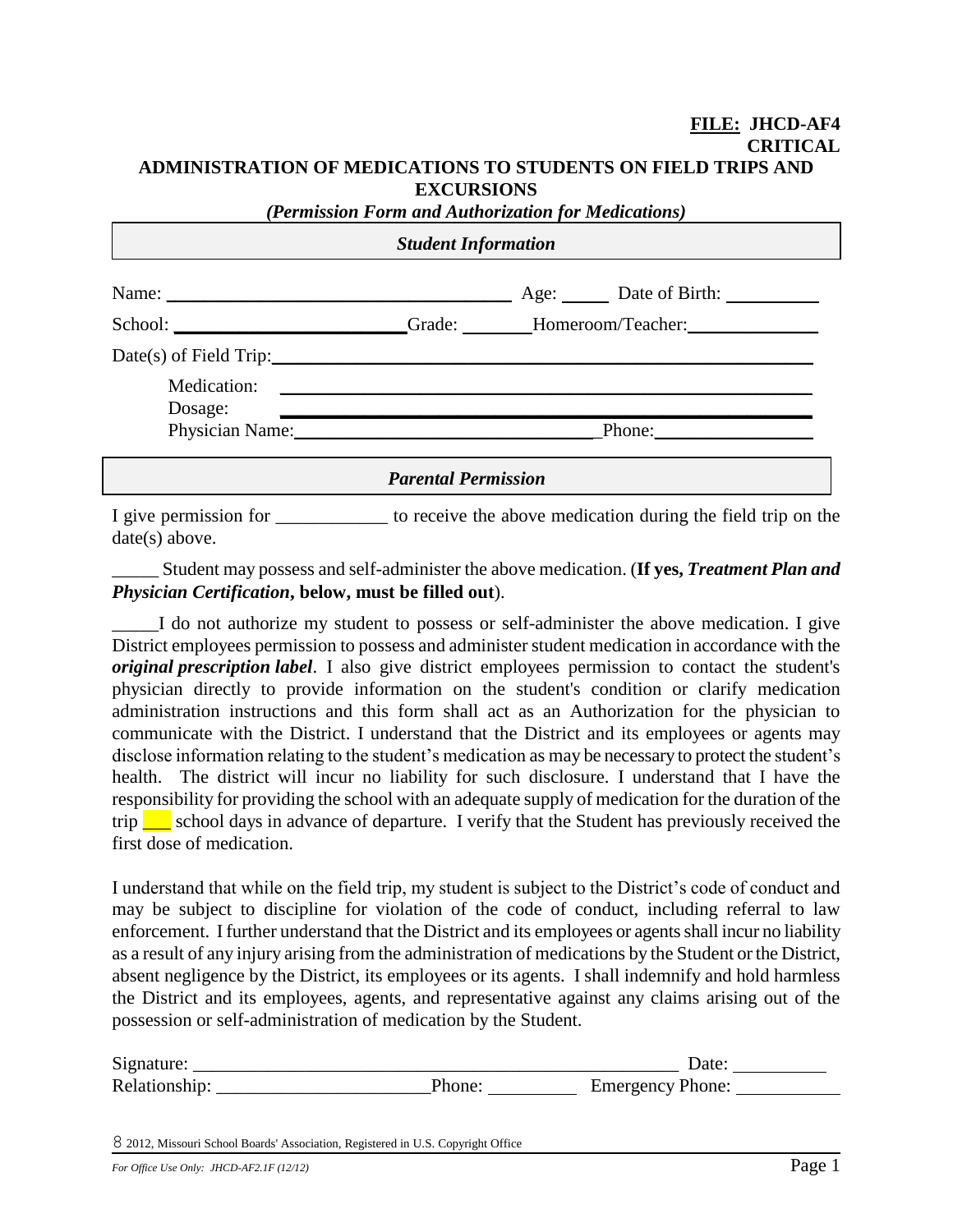**FILE: JHCD-AF4**
**CRITICAL**

# ADMINISTRATION OF MEDICATIONS TO STUDENTS ON FIELD TRIPS AND EXCURSIONS

***(Permission Form and Authorization for Medications)***

## *Student Information*

Name: ______________________________ Age: _____ Date of Birth: __________

School: ________________________ Grade: _______ Homeroom/Teacher: ______________

Date(s) of Field Trip: ____________________________________________________

Medication: ____________________________________________________

Dosage: ____________________________________________________

Physician Name: ________________________________ Phone: _________________

## *Parental Permission*

I give permission for ____________ to receive the above medication during the field trip on the date(s) above.

_____ Student may possess and self-administer the above medication. (**If yes, *Treatment Plan and Physician Certification*, below, must be filled out**).

_____I do not authorize my student to possess or self-administer the above medication. I give District employees permission to possess and administer student medication in accordance with the ***original prescription label***. I also give district employees permission to contact the student's physician directly to provide information on the student's condition or clarify medication administration instructions and this form shall act as an Authorization for the physician to communicate with the District. I understand that the District and its employees or agents may disclose information relating to the student's medication as may be necessary to protect the student's health. The district will incur no liability for such disclosure. I understand that I have the responsibility for providing the school with an adequate supply of medication for the duration of the trip ___ school days in advance of departure. I verify that the Student has previously received the first dose of medication.

I understand that while on the field trip, my student is subject to the District's code of conduct and may be subject to discipline for violation of the code of conduct, including referral to law enforcement. I further understand that the District and its employees or agents shall incur no liability as a result of any injury arising from the administration of medications by the Student or the District, absent negligence by the District, its employees or its agents. I shall indemnify and hold harmless the District and its employees, agents, and representative against any claims arising out of the possession or self-administration of medication by the Student.

Signature: ____________________________________________________ Date: __________

Relationship: ______________________ Phone: _________ Emergency Phone: ___________

© 2012, Missouri School Boards' Association, Registered in U.S. Copyright Office

*For Office Use Only: JHCD-AF2.1F (12/12)*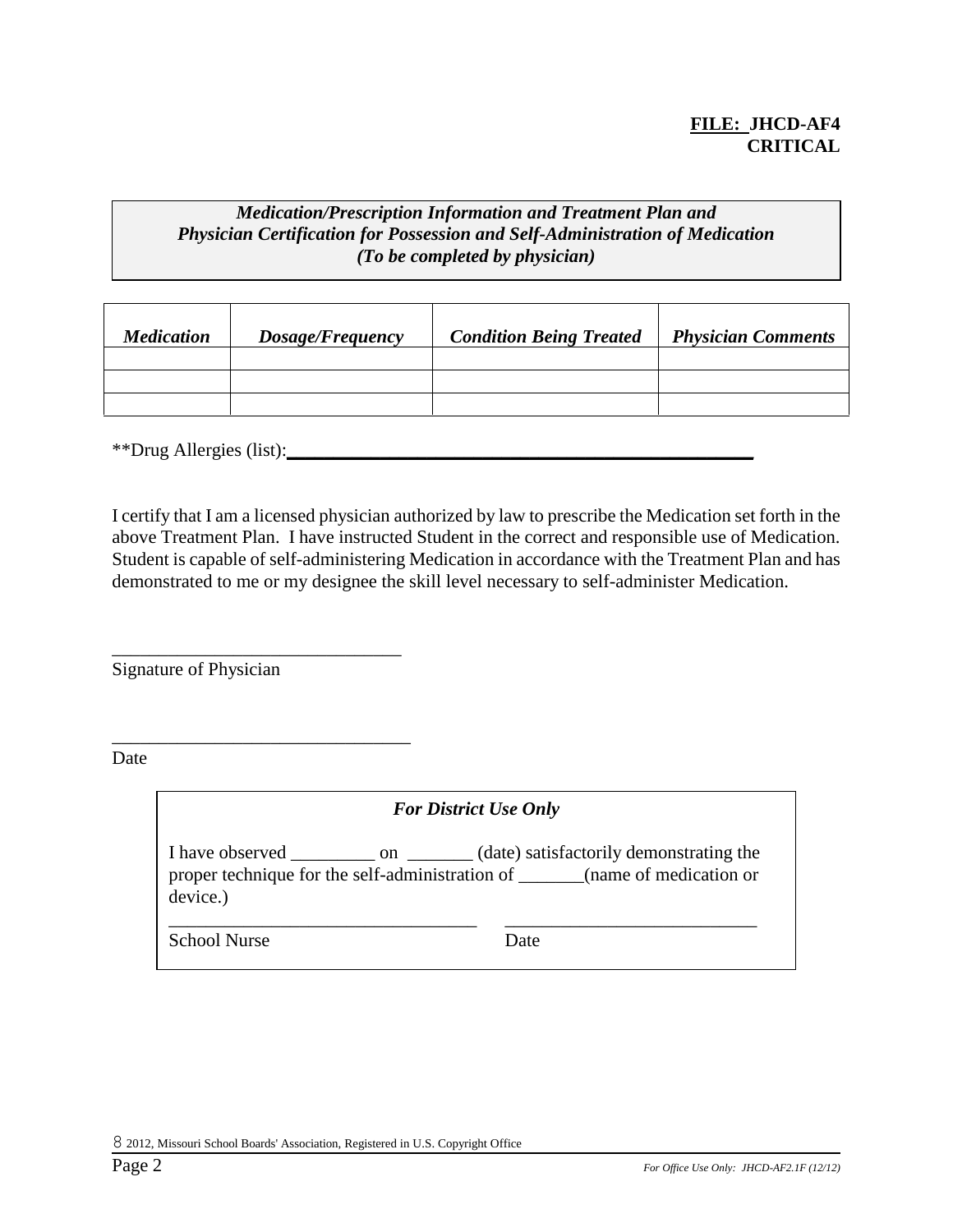**FILE: JHCD-AF4**
**CRITICAL**

***Medication/Prescription Information and Treatment Plan and Physician Certification for Possession and Self-Administration of Medication (To be completed by physician)***

| ***Medication*** | ***Dosage/Frequency*** | ***Condition Being Treated*** | ***Physician Comments*** |
|---|---|---|---|
| | | | |
| | | | |
| | | | |

**Drug Allergies (list):______________________________________________

I certify that I am a licensed physician authorized by law to prescribe the Medication set forth in the above Treatment Plan. I have instructed Student in the correct and responsible use of Medication. Student is capable of self-administering Medication in accordance with the Treatment Plan and has demonstrated to me or my designee the skill level necessary to self-administer Medication.

_______________________________
Signature of Physician

________________________________
Date

***For District Use Only***

I have observed _________ on _______ (date) satisfactorily demonstrating the proper technique for the self-administration of _______(name of medication or device.)

_________________________________ ___________________________
School Nurse Date

8 2012, Missouri School Boards' Association, Registered in U.S. Copyright Office

*For Office Use Only: JHCD-AF2.1F (12/12)*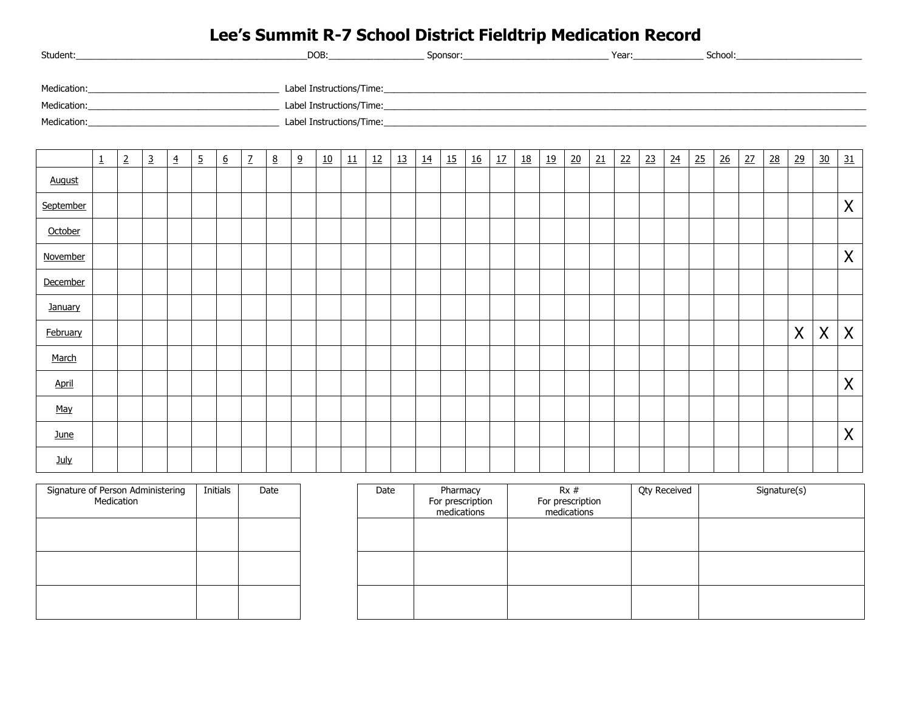# Lee's Summit R-7 School District Fieldtrip Medication Record

Student:_____________________________________________DOB:___________________ Sponsor:______________________________ Year:______________ School:_________________________

Medication:_______________________________________ Label Instructions/Time:_____________________________________________________________________________________________________

Medication:_______________________________________ Label Instructions/Time:_____________________________________________________________________________________________________

Medication:_______________________________________ Label Instructions/Time:_____________________________________________________________________________________________________

| | 1 | 2 | 3 | 4 | 5 | 6 | 7 | 8 | 9 | 10 | 11 | 12 | 13 | 14 | 15 | 16 | 17 | 18 | 19 | 20 | 21 | 22 | 23 | 24 | 25 | 26 | 27 | 28 | 29 | 30 | 31 |
|---|---|---|---|---|---|---|---|---|---|---|---|---|---|---|---|---|---|---|---|---|---|---|---|---|---|---|---|---|---|---|---|
| August | | | | | | | | | | | | | | | | | | | | | | | | | | | | | | | |
| September | | | | | | | | | | | | | | | | | | | | | | | | | | | | | | | X |
| October | | | | | | | | | | | | | | | | | | | | | | | | | | | | | | | |
| November | | | | | | | | | | | | | | | | | | | | | | | | | | | | | | | X |
| December | | | | | | | | | | | | | | | | | | | | | | | | | | | | | | | |
| January | | | | | | | | | | | | | | | | | | | | | | | | | | | | | | | |
| February | | | | | | | | | | | | | | | | | | | | | | | | | | | | | X | X | X |
| March | | | | | | | | | | | | | | | | | | | | | | | | | | | | | | | |
| April | | | | | | | | | | | | | | | | | | | | | | | | | | | | | | | X |
| May | | | | | | | | | | | | | | | | | | | | | | | | | | | | | | | |
| June | | | | | | | | | | | | | | | | | | | | | | | | | | | | | | | X |
| July | | | | | | | | | | | | | | | | | | | | | | | | | | | | | | | |

| Signature of Person Administering Medication | Initials | Date |
|---|---|---|
| | | |
| | | |
| | | |

| Date | Pharmacy For prescription medications | Rx # For prescription medications | Qty Received | Signature(s) |
|---|---|---|---|---|
| | | | | |
| | | | | |
| | | | | |